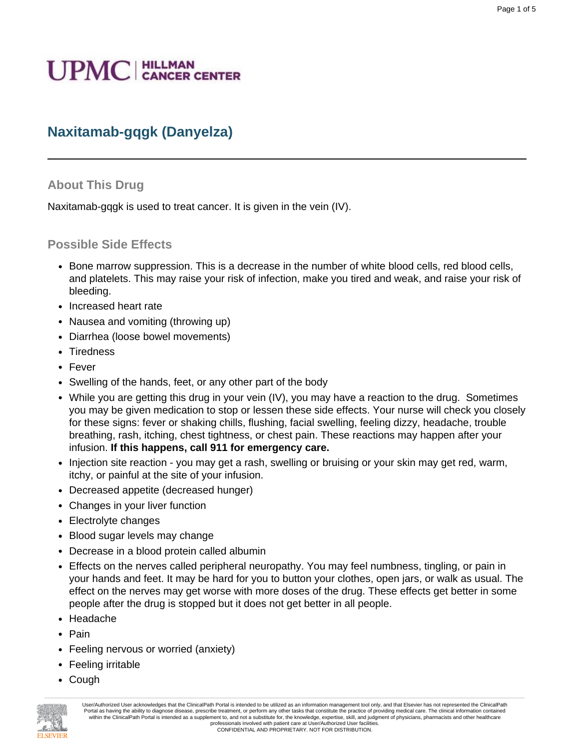UPMC | HILLMAN CANCER CENTER

# Naxitamab-gqgk (Danyelza)

## About This Drug

Naxitamab-gqgk is used to treat cancer. It is given in the vein (IV).

## Possible Side Effects

- Bone marrow suppression. This is a decrease in the number of white blood cells, red blood cells, and platelets. This may raise your risk of infection, make you tired and weak, and raise your risk of bleeding.
- Increased heart rate
- Nausea and vomiting (throwing up)
- Diarrhea (loose bowel movements)
- Tiredness
- Fever
- Swelling of the hands, feet, or any other part of the body
- While you are getting this drug in your vein (IV), you may have a reaction to the drug. Sometimes you may be given medication to stop or lessen these side effects. Your nurse will check you closely for these signs: fever or shaking chills, flushing, facial swelling, feeling dizzy, headache, trouble breathing, rash, itching, chest tightness, or chest pain. These reactions may happen after your infusion. **If this happens, call 911 for emergency care.**
- Injection site reaction - you may get a rash, swelling or bruising or your skin may get red, warm, itchy, or painful at the site of your infusion.
- Decreased appetite (decreased hunger)
- Changes in your liver function
- Electrolyte changes
- Blood sugar levels may change
- Decrease in a blood protein called albumin
- Effects on the nerves called peripheral neuropathy. You may feel numbness, tingling, or pain in your hands and feet. It may be hard for you to button your clothes, open jars, or walk as usual. The effect on the nerves may get worse with more doses of the drug. These effects get better in some people after the drug is stopped but it does not get better in all people.
- Headache
- Pain
- Feeling nervous or worried (anxiety)
- Feeling irritable
- Cough

User/Authorized User acknowledges that the ClinicalPath Portal is intended to be utilized as an information management tool only, and that Elsevier has not represented the ClinicalPath Portal as having the ability to diagnose disease, prescribe treatment, or perform any other tasks that constitute the practice of providing medical care. The clinical information contained within the ClinicalPath Portal is intended as a supplement to, and not a substitute for, the knowledge, expertise, skill, and judgment of physicians, pharmacists and other healthcare professionals involved with patient care at User/Authorized User facilities.
CONFIDENTIAL AND PROPRIETARY. NOT FOR DISTRIBUTION.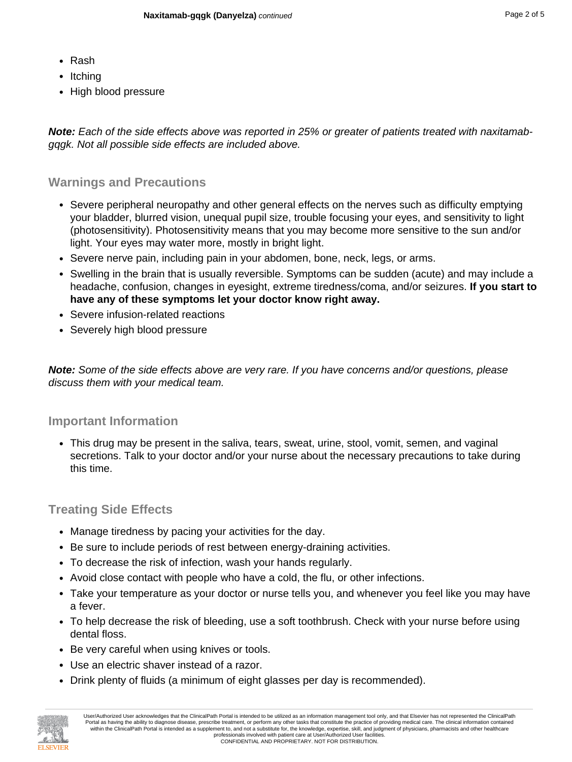- Rash
- Itching
- High blood pressure

***Note:*** *Each of the side effects above was reported in 25% or greater of patients treated with naxitamab-gqgk. Not all possible side effects are included above.*

## Warnings and Precautions

- Severe peripheral neuropathy and other general effects on the nerves such as difficulty emptying your bladder, blurred vision, unequal pupil size, trouble focusing your eyes, and sensitivity to light (photosensitivity). Photosensitivity means that you may become more sensitive to the sun and/or light. Your eyes may water more, mostly in bright light.
- Severe nerve pain, including pain in your abdomen, bone, neck, legs, or arms.
- Swelling in the brain that is usually reversible. Symptoms can be sudden (acute) and may include a headache, confusion, changes in eyesight, extreme tiredness/coma, and/or seizures. **If you start to have any of these symptoms let your doctor know right away.**
- Severe infusion-related reactions
- Severely high blood pressure

***Note:*** *Some of the side effects above are very rare. If you have concerns and/or questions, please discuss them with your medical team.*

## Important Information

- This drug may be present in the saliva, tears, sweat, urine, stool, vomit, semen, and vaginal secretions. Talk to your doctor and/or your nurse about the necessary precautions to take during this time.

## Treating Side Effects

- Manage tiredness by pacing your activities for the day.
- Be sure to include periods of rest between energy-draining activities.
- To decrease the risk of infection, wash your hands regularly.
- Avoid close contact with people who have a cold, the flu, or other infections.
- Take your temperature as your doctor or nurse tells you, and whenever you feel like you may have a fever.
- To help decrease the risk of bleeding, use a soft toothbrush. Check with your nurse before using dental floss.
- Be very careful when using knives or tools.
- Use an electric shaver instead of a razor.
- Drink plenty of fluids (a minimum of eight glasses per day is recommended).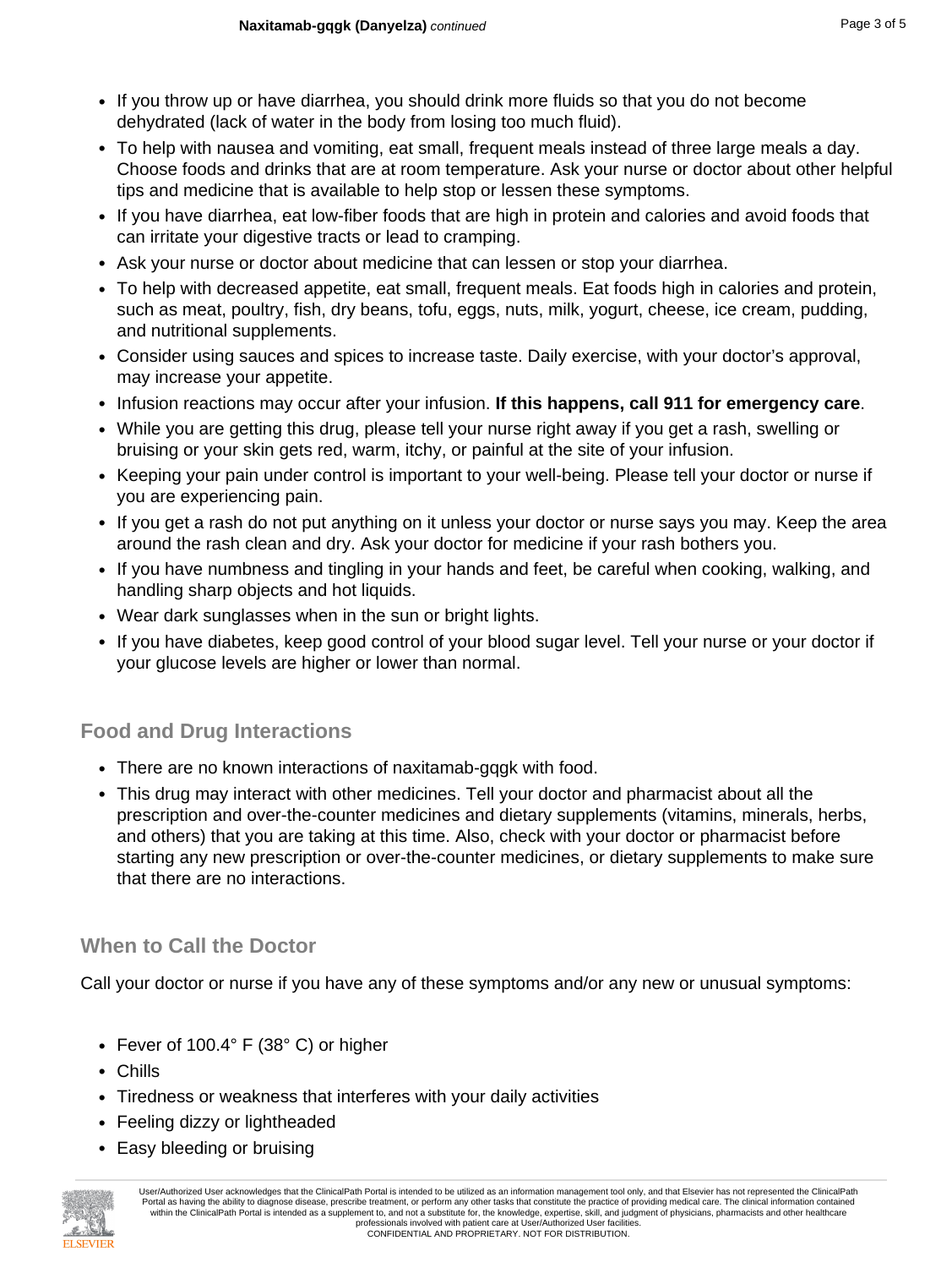- If you throw up or have diarrhea, you should drink more fluids so that you do not become dehydrated (lack of water in the body from losing too much fluid).
- To help with nausea and vomiting, eat small, frequent meals instead of three large meals a day. Choose foods and drinks that are at room temperature. Ask your nurse or doctor about other helpful tips and medicine that is available to help stop or lessen these symptoms.
- If you have diarrhea, eat low-fiber foods that are high in protein and calories and avoid foods that can irritate your digestive tracts or lead to cramping.
- Ask your nurse or doctor about medicine that can lessen or stop your diarrhea.
- To help with decreased appetite, eat small, frequent meals. Eat foods high in calories and protein, such as meat, poultry, fish, dry beans, tofu, eggs, nuts, milk, yogurt, cheese, ice cream, pudding, and nutritional supplements.
- Consider using sauces and spices to increase taste. Daily exercise, with your doctor's approval, may increase your appetite.
- Infusion reactions may occur after your infusion. **If this happens, call 911 for emergency care**.
- While you are getting this drug, please tell your nurse right away if you get a rash, swelling or bruising or your skin gets red, warm, itchy, or painful at the site of your infusion.
- Keeping your pain under control is important to your well-being. Please tell your doctor or nurse if you are experiencing pain.
- If you get a rash do not put anything on it unless your doctor or nurse says you may. Keep the area around the rash clean and dry. Ask your doctor for medicine if your rash bothers you.
- If you have numbness and tingling in your hands and feet, be careful when cooking, walking, and handling sharp objects and hot liquids.
- Wear dark sunglasses when in the sun or bright lights.
- If you have diabetes, keep good control of your blood sugar level. Tell your nurse or your doctor if your glucose levels are higher or lower than normal.

## Food and Drug Interactions

- There are no known interactions of naxitamab-gqgk with food.
- This drug may interact with other medicines. Tell your doctor and pharmacist about all the prescription and over-the-counter medicines and dietary supplements (vitamins, minerals, herbs, and others) that you are taking at this time. Also, check with your doctor or pharmacist before starting any new prescription or over-the-counter medicines, or dietary supplements to make sure that there are no interactions.

## When to Call the Doctor

Call your doctor or nurse if you have any of these symptoms and/or any new or unusual symptoms:

- Fever of 100.4° F (38° C) or higher
- Chills
- Tiredness or weakness that interferes with your daily activities
- Feeling dizzy or lightheaded
- Easy bleeding or bruising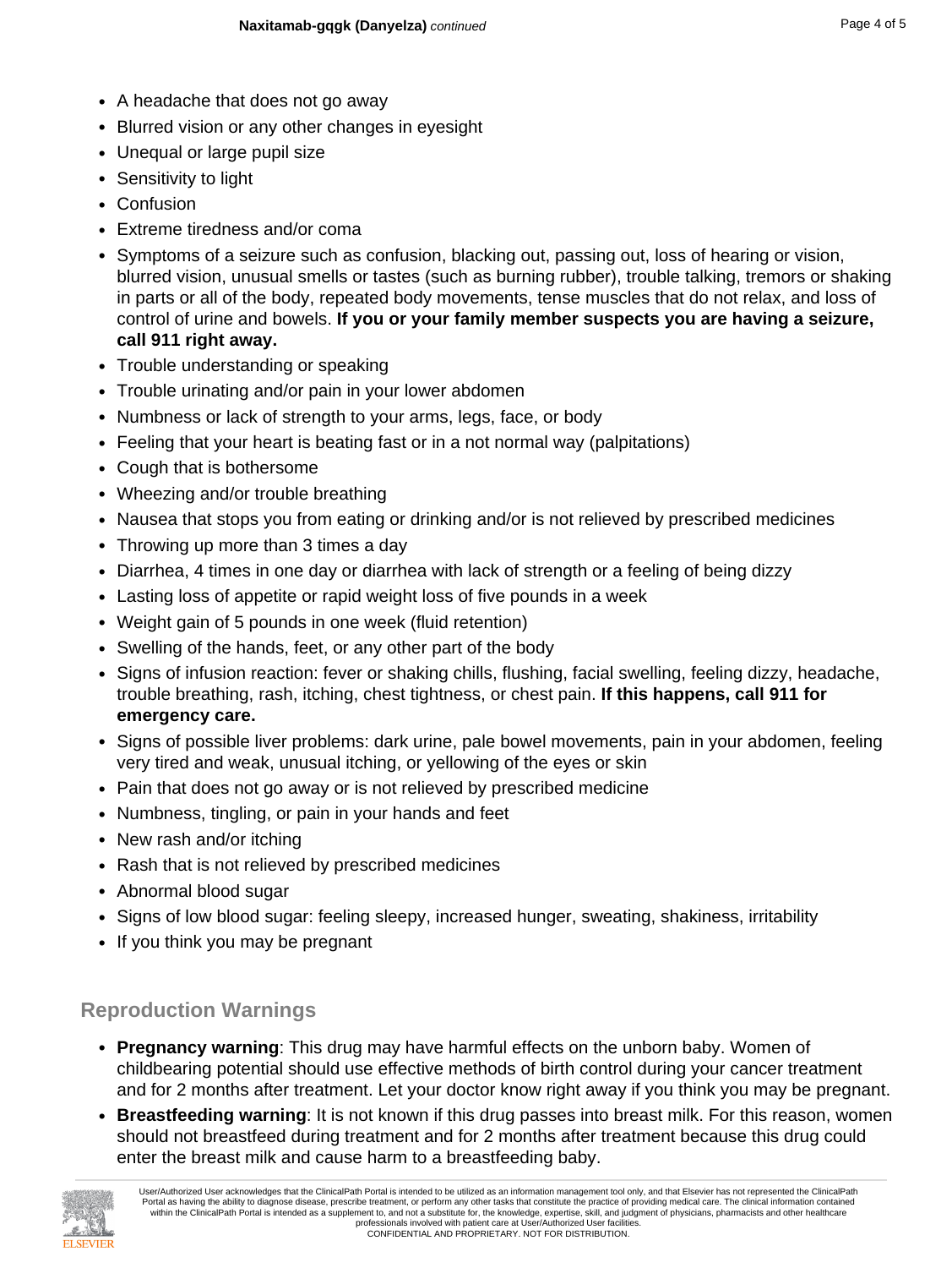- A headache that does not go away
- Blurred vision or any other changes in eyesight
- Unequal or large pupil size
- Sensitivity to light
- Confusion
- Extreme tiredness and/or coma
- Symptoms of a seizure such as confusion, blacking out, passing out, loss of hearing or vision, blurred vision, unusual smells or tastes (such as burning rubber), trouble talking, tremors or shaking in parts or all of the body, repeated body movements, tense muscles that do not relax, and loss of control of urine and bowels. **If you or your family member suspects you are having a seizure, call 911 right away.**
- Trouble understanding or speaking
- Trouble urinating and/or pain in your lower abdomen
- Numbness or lack of strength to your arms, legs, face, or body
- Feeling that your heart is beating fast or in a not normal way (palpitations)
- Cough that is bothersome
- Wheezing and/or trouble breathing
- Nausea that stops you from eating or drinking and/or is not relieved by prescribed medicines
- Throwing up more than 3 times a day
- Diarrhea, 4 times in one day or diarrhea with lack of strength or a feeling of being dizzy
- Lasting loss of appetite or rapid weight loss of five pounds in a week
- Weight gain of 5 pounds in one week (fluid retention)
- Swelling of the hands, feet, or any other part of the body
- Signs of infusion reaction: fever or shaking chills, flushing, facial swelling, feeling dizzy, headache, trouble breathing, rash, itching, chest tightness, or chest pain. **If this happens, call 911 for emergency care.**
- Signs of possible liver problems: dark urine, pale bowel movements, pain in your abdomen, feeling very tired and weak, unusual itching, or yellowing of the eyes or skin
- Pain that does not go away or is not relieved by prescribed medicine
- Numbness, tingling, or pain in your hands and feet
- New rash and/or itching
- Rash that is not relieved by prescribed medicines
- Abnormal blood sugar
- Signs of low blood sugar: feeling sleepy, increased hunger, sweating, shakiness, irritability
- If you think you may be pregnant

## Reproduction Warnings

- **Pregnancy warning**: This drug may have harmful effects on the unborn baby. Women of childbearing potential should use effective methods of birth control during your cancer treatment and for 2 months after treatment. Let your doctor know right away if you think you may be pregnant.
- **Breastfeeding warning**: It is not known if this drug passes into breast milk. For this reason, women should not breastfeed during treatment and for 2 months after treatment because this drug could enter the breast milk and cause harm to a breastfeeding baby.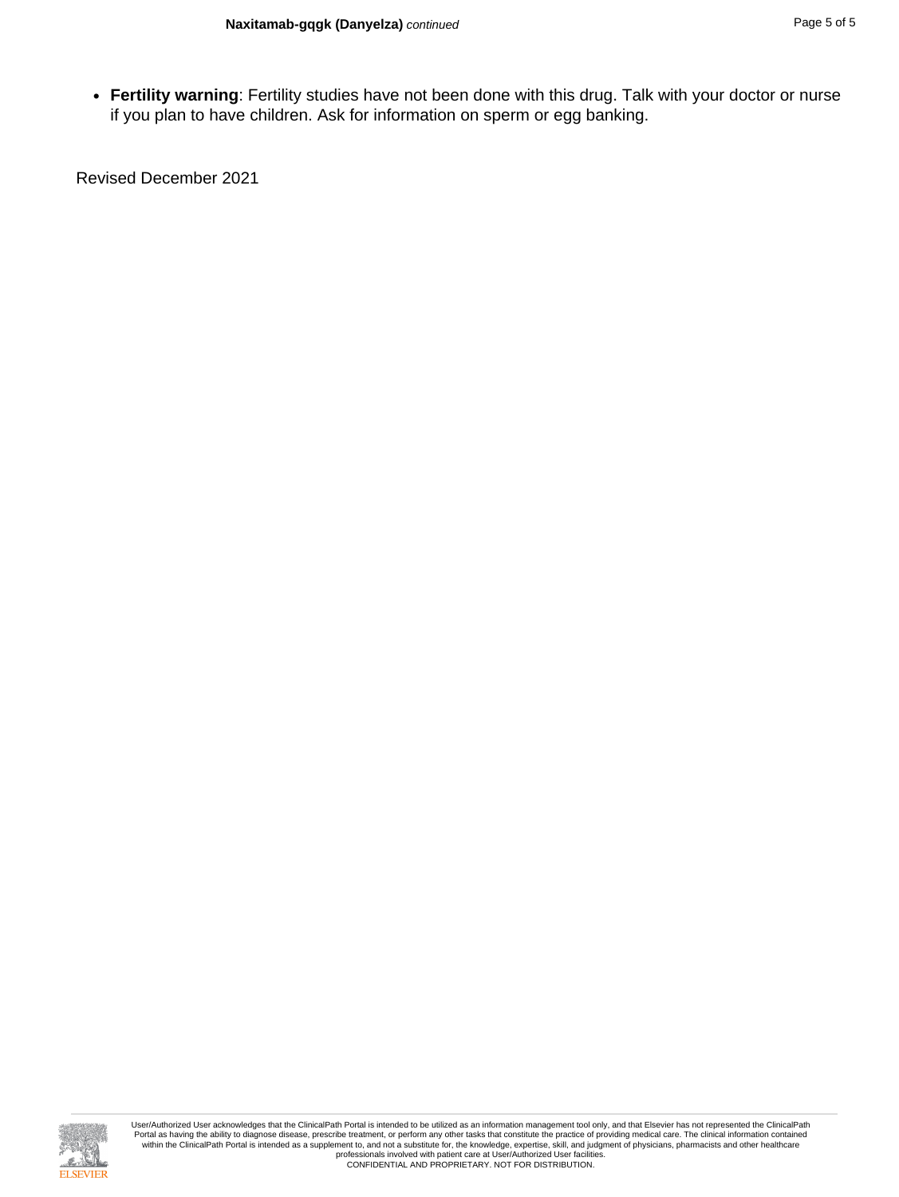- **Fertility warning**: Fertility studies have not been done with this drug. Talk with your doctor or nurse if you plan to have children. Ask for information on sperm or egg banking.

Revised December 2021

User/Authorized User acknowledges that the ClinicalPath Portal is intended to be utilized as an information management tool only, and that Elsevier has not represented the ClinicalPath Portal as having the ability to diagnose disease, prescribe treatment, or perform any other tasks that constitute the practice of providing medical care. The clinical information contained within the ClinicalPath Portal is intended as a supplement to, and not a substitute for, the knowledge, expertise, skill, and judgment of physicians, pharmacists and other healthcare professionals involved with patient care at User/Authorized User facilities.
CONFIDENTIAL AND PROPRIETARY. NOT FOR DISTRIBUTION.